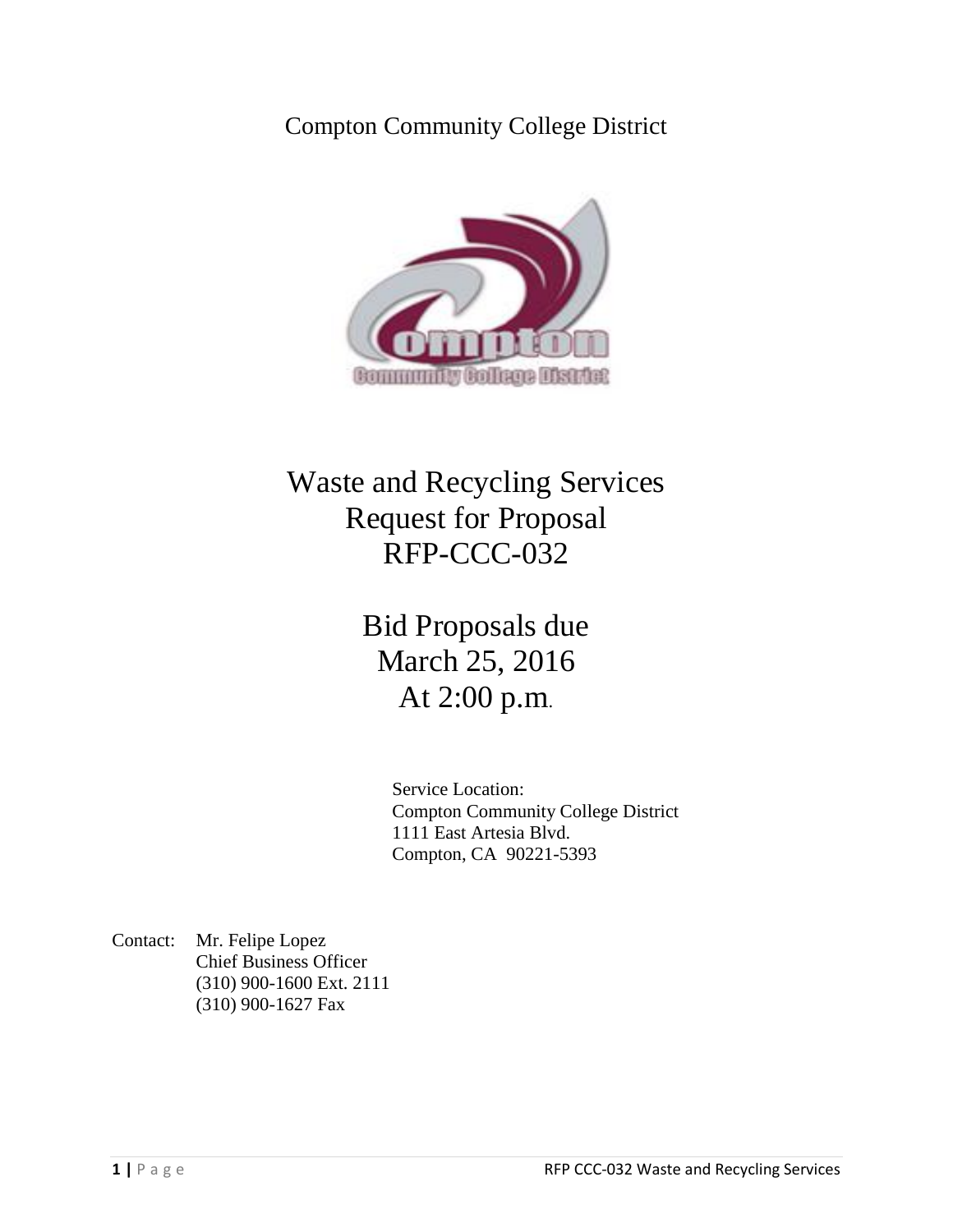Compton Community College District

# Waste and Recycling Services
# Request for Proposal
# RFP-CCC-032

## Bid Proposals due
## March 25, 2016
## At 2:00 p.m.

Service Location:
Compton Community College District
1111 East Artesia Blvd.
Compton, CA 90221-5393

Contact: Mr. Felipe Lopez
Chief Business Officer
(310) 900-1600 Ext. 2111
(310) 900-1627 Fax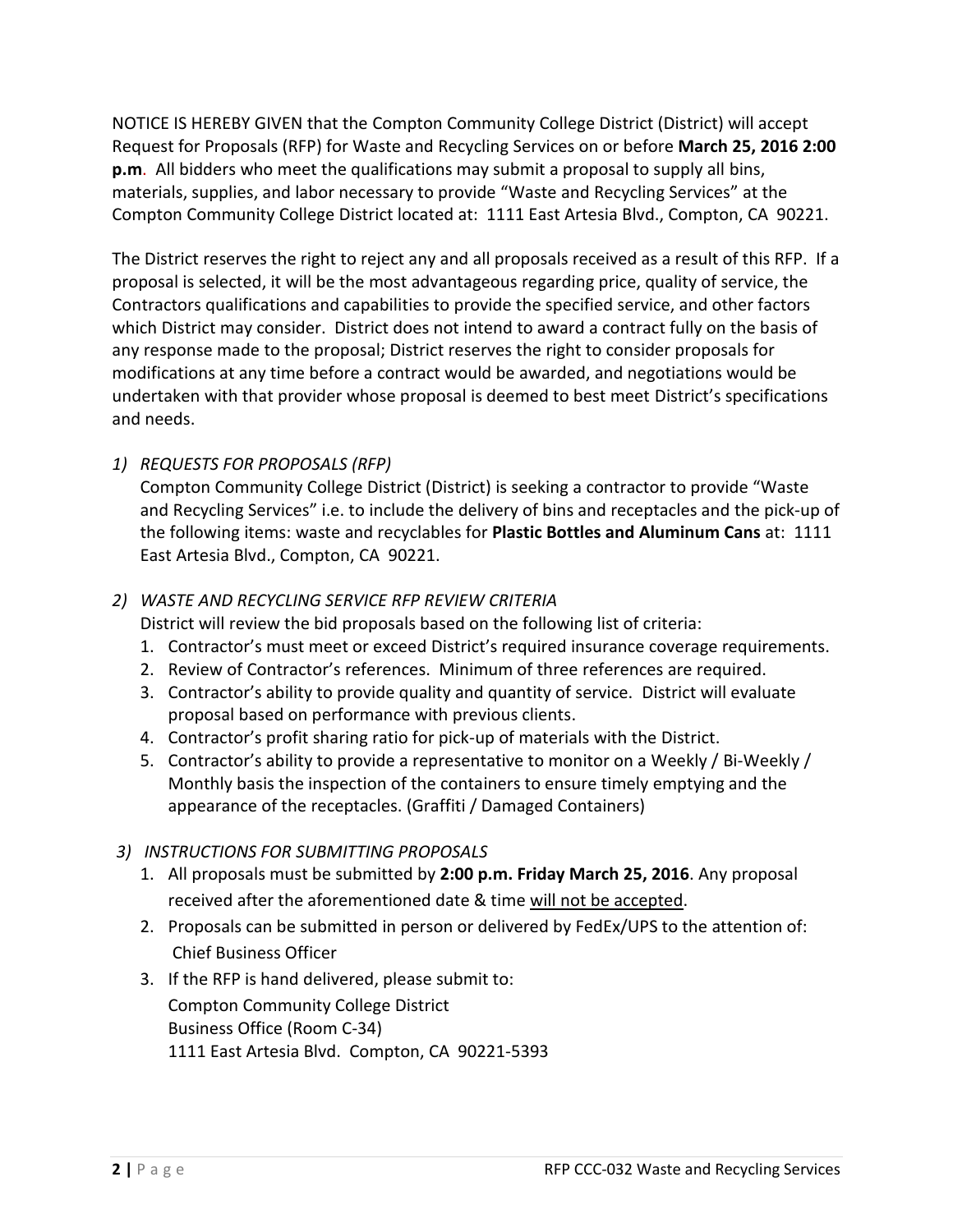NOTICE IS HEREBY GIVEN that the Compton Community College District (District) will accept Request for Proposals (RFP) for Waste and Recycling Services on or before **March 25, 2016 2:00 p.m**. All bidders who meet the qualifications may submit a proposal to supply all bins, materials, supplies, and labor necessary to provide "Waste and Recycling Services" at the Compton Community College District located at: 1111 East Artesia Blvd., Compton, CA 90221.

The District reserves the right to reject any and all proposals received as a result of this RFP. If a proposal is selected, it will be the most advantageous regarding price, quality of service, the Contractors qualifications and capabilities to provide the specified service, and other factors which District may consider. District does not intend to award a contract fully on the basis of any response made to the proposal; District reserves the right to consider proposals for modifications at any time before a contract would be awarded, and negotiations would be undertaken with that provider whose proposal is deemed to best meet District's specifications and needs.

1) *REQUESTS FOR PROPOSALS (RFP)*

   Compton Community College District (District) is seeking a contractor to provide "Waste and Recycling Services" i.e. to include the delivery of bins and receptacles and the pick-up of the following items: waste and recyclables for **Plastic Bottles and Aluminum Cans** at: 1111 East Artesia Blvd., Compton, CA 90221.

2) *WASTE AND RECYCLING SERVICE RFP REVIEW CRITERIA*

   District will review the bid proposals based on the following list of criteria:

   1. Contractor's must meet or exceed District's required insurance coverage requirements.
   2. Review of Contractor's references. Minimum of three references are required.
   3. Contractor's ability to provide quality and quantity of service. District will evaluate proposal based on performance with previous clients.
   4. Contractor's profit sharing ratio for pick-up of materials with the District.
   5. Contractor's ability to provide a representative to monitor on a Weekly / Bi-Weekly / Monthly basis the inspection of the containers to ensure timely emptying and the appearance of the receptacles. (Graffiti / Damaged Containers)

3) *INSTRUCTIONS FOR SUBMITTING PROPOSALS*

   1. All proposals must be submitted by **2:00 p.m. Friday March 25, 2016**. Any proposal received after the aforementioned date & time <u>will not be accepted</u>.
   2. Proposals can be submitted in person or delivered by FedEx/UPS to the attention of: Chief Business Officer
   3. If the RFP is hand delivered, please submit to:
      Compton Community College District
      Business Office (Room C-34)
      1111 East Artesia Blvd. Compton, CA 90221-5393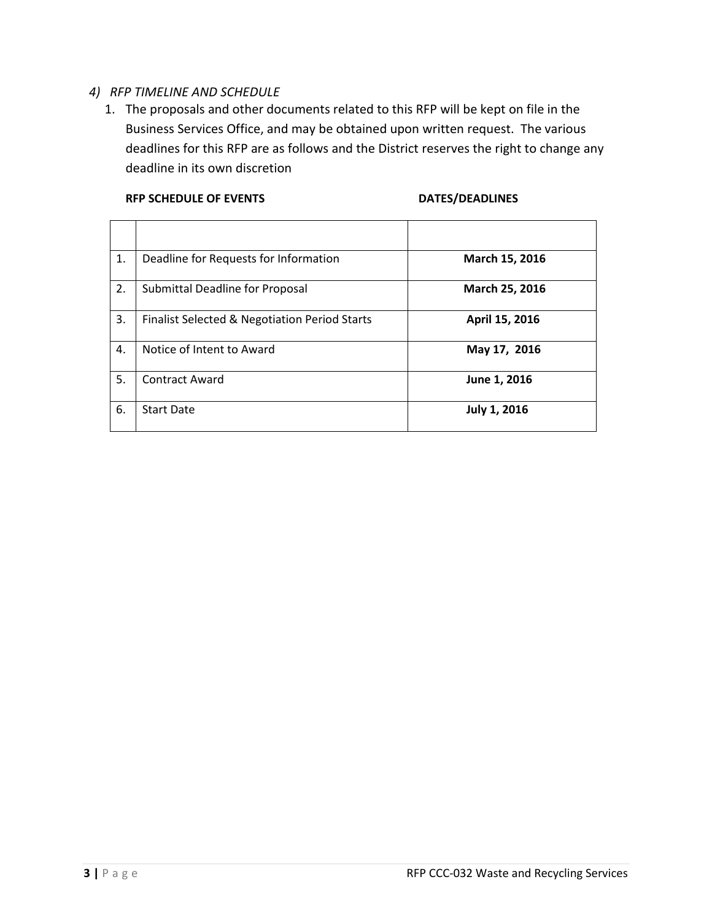*4) RFP TIMELINE AND SCHEDULE*

1. The proposals and other documents related to this RFP will be kept on file in the Business Services Office, and may be obtained upon written request. The various deadlines for this RFP are as follows and the District reserves the right to change any deadline in its own discretion

| | **RFP SCHEDULE OF EVENTS** | **DATES/DEADLINES** |
|---|---|---|
| 1. | Deadline for Requests for Information | **March 15, 2016** |
| 2. | Submittal Deadline for Proposal | **March 25, 2016** |
| 3. | Finalist Selected & Negotiation Period Starts | **April 15, 2016** |
| 4. | Notice of Intent to Award | **May 17, 2016** |
| 5. | Contract Award | **June 1, 2016** |
| 6. | Start Date | **July 1, 2016** |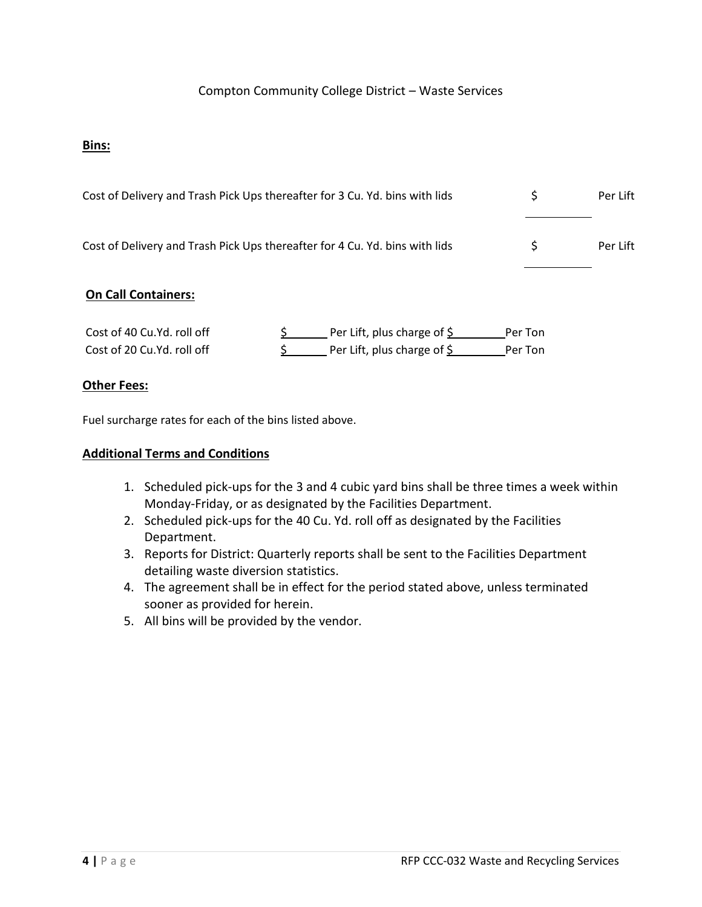Compton Community College District – Waste Services

**Bins:**

Cost of Delivery and Trash Pick Ups thereafter for 3 Cu. Yd. bins with lids $ ________ Per Lift

Cost of Delivery and Trash Pick Ups thereafter for 4 Cu. Yd. bins with lids $ ________ Per Lift

**On Call Containers:**

Cost of 40 Cu.Yd. roll off $______ Per Lift, plus charge of $________ Per Ton

Cost of 20 Cu.Yd. roll off $______ Per Lift, plus charge of $________ Per Ton

**Other Fees:**

Fuel surcharge rates for each of the bins listed above.

**Additional Terms and Conditions**

1. Scheduled pick-ups for the 3 and 4 cubic yard bins shall be three times a week within Monday-Friday, or as designated by the Facilities Department.
2. Scheduled pick-ups for the 40 Cu. Yd. roll off as designated by the Facilities Department.
3. Reports for District: Quarterly reports shall be sent to the Facilities Department detailing waste diversion statistics.
4. The agreement shall be in effect for the period stated above, unless terminated sooner as provided for herein.
5. All bins will be provided by the vendor.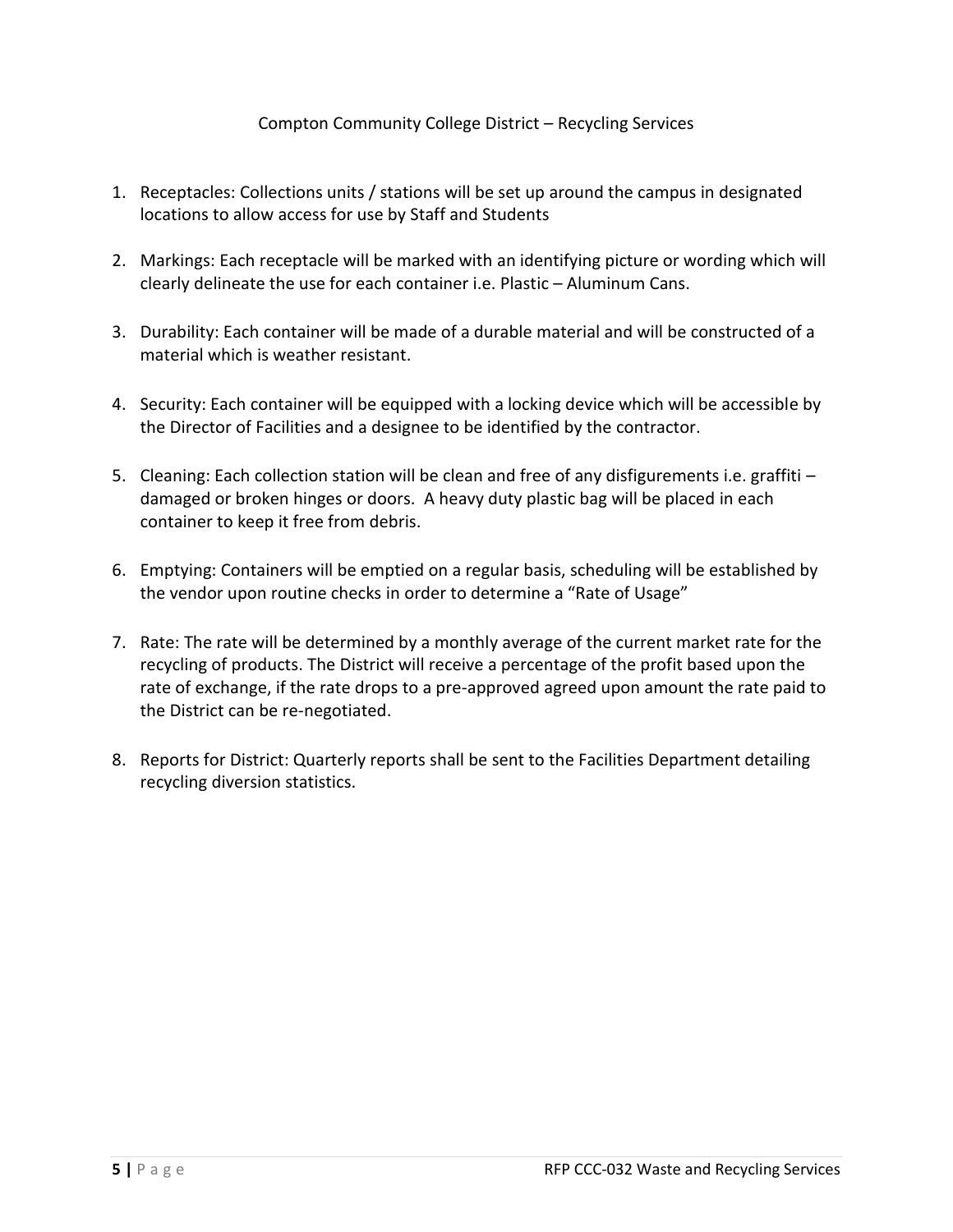Compton Community College District – Recycling Services

1. Receptacles: Collections units / stations will be set up around the campus in designated locations to allow access for use by Staff and Students
2. Markings: Each receptacle will be marked with an identifying picture or wording which will clearly delineate the use for each container i.e. Plastic – Aluminum Cans.
3. Durability: Each container will be made of a durable material and will be constructed of a material which is weather resistant.
4. Security: Each container will be equipped with a locking device which will be accessible by the Director of Facilities and a designee to be identified by the contractor.
5. Cleaning: Each collection station will be clean and free of any disfigurements i.e. graffiti – damaged or broken hinges or doors. A heavy duty plastic bag will be placed in each container to keep it free from debris.
6. Emptying: Containers will be emptied on a regular basis, scheduling will be established by the vendor upon routine checks in order to determine a "Rate of Usage"
7. Rate: The rate will be determined by a monthly average of the current market rate for the recycling of products. The District will receive a percentage of the profit based upon the rate of exchange, if the rate drops to a pre-approved agreed upon amount the rate paid to the District can be re-negotiated.
8. Reports for District: Quarterly reports shall be sent to the Facilities Department detailing recycling diversion statistics.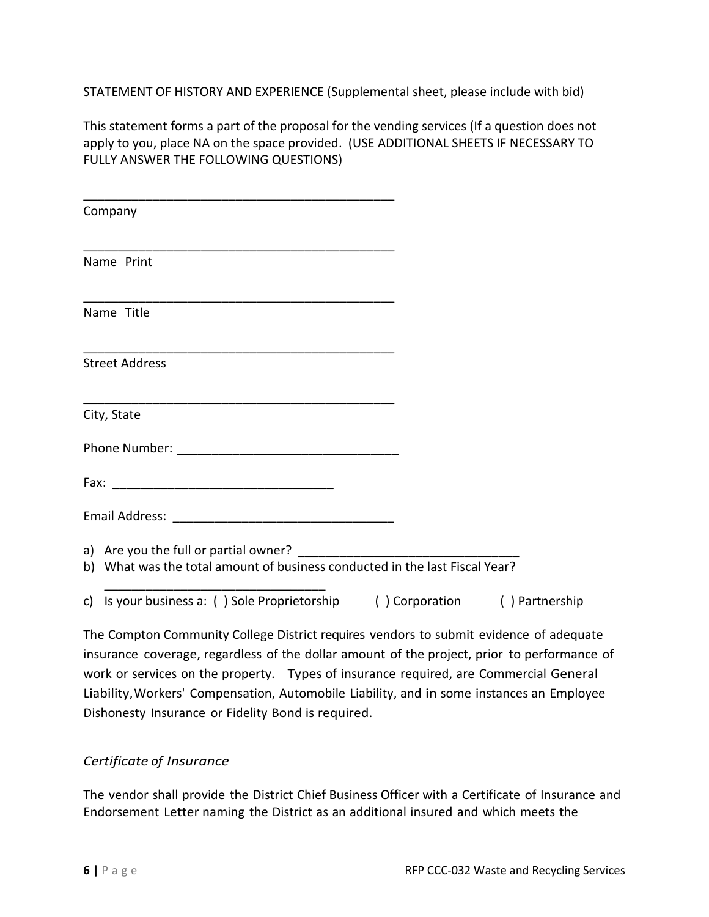STATEMENT OF HISTORY AND EXPERIENCE (Supplemental sheet, please include with bid)

This statement forms a part of the proposal for the vending services (If a question does not apply to you, place NA on the space provided. (USE ADDITIONAL SHEETS IF NECESSARY TO FULLY ANSWER THE FOLLOWING QUESTIONS)

_______________________________________________
Company

_______________________________________________
Name Print

_______________________________________________
Name Title

_______________________________________________
Street Address

_______________________________________________
City, State

Phone Number: ________________________________

Fax: ________________________________

Email Address: ________________________________

a) Are you the full or partial owner? ________________________________
b) What was the total amount of business conducted in the last Fiscal Year? ________________________________
c) Is your business a: ( ) Sole Proprietorship ( ) Corporation ( ) Partnership

The Compton Community College District requires vendors to submit evidence of adequate insurance coverage, regardless of the dollar amount of the project, prior to performance of work or services on the property. Types of insurance required, are Commercial General Liability, Workers' Compensation, Automobile Liability, and in some instances an Employee Dishonesty Insurance or Fidelity Bond is required.

*Certificate of Insurance*

The vendor shall provide the District Chief Business Officer with a Certificate of Insurance and Endorsement Letter naming the District as an additional insured and which meets the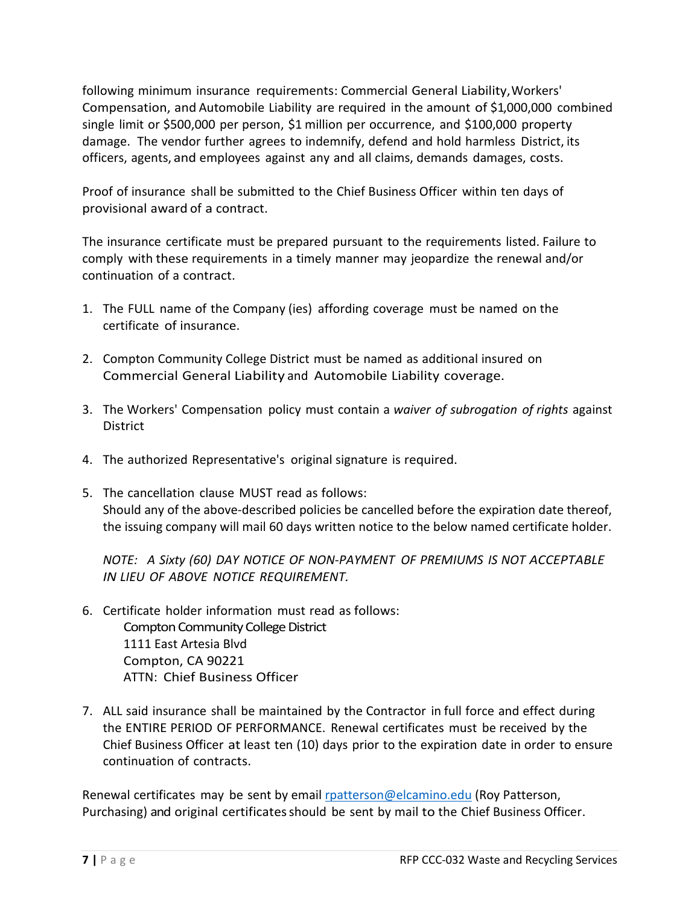following minimum insurance requirements: Commercial General Liability, Workers' Compensation, and Automobile Liability are required in the amount of $1,000,000 combined single limit or $500,000 per person, $1 million per occurrence, and $100,000 property damage. The vendor further agrees to indemnify, defend and hold harmless District, its officers, agents, and employees against any and all claims, demands damages, costs.

Proof of insurance shall be submitted to the Chief Business Officer within ten days of provisional award of a contract.

The insurance certificate must be prepared pursuant to the requirements listed. Failure to comply with these requirements in a timely manner may jeopardize the renewal and/or continuation of a contract.

1. The FULL name of the Company (ies) affording coverage must be named on the certificate of insurance.

2. Compton Community College District must be named as additional insured on Commercial General Liability and Automobile Liability coverage.

3. The Workers' Compensation policy must contain a *waiver of subrogation of rights* against District

4. The authorized Representative's original signature is required.

5. The cancellation clause MUST read as follows:
   Should any of the above-described policies be cancelled before the expiration date thereof, the issuing company will mail 60 days written notice to the below named certificate holder.

   *NOTE: A Sixty (60) DAY NOTICE OF NON-PAYMENT OF PREMIUMS IS NOT ACCEPTABLE IN LIEU OF ABOVE NOTICE REQUIREMENT.*

6. Certificate holder information must read as follows:
   Compton Community College District
   1111 East Artesia Blvd
   Compton, CA 90221
   ATTN: Chief Business Officer

7. ALL said insurance shall be maintained by the Contractor in full force and effect during the ENTIRE PERIOD OF PERFORMANCE. Renewal certificates must be received by the Chief Business Officer at least ten (10) days prior to the expiration date in order to ensure continuation of contracts.

Renewal certificates may be sent by email rpatterson@elcamino.edu (Roy Patterson, Purchasing) and original certificates should be sent by mail to the Chief Business Officer.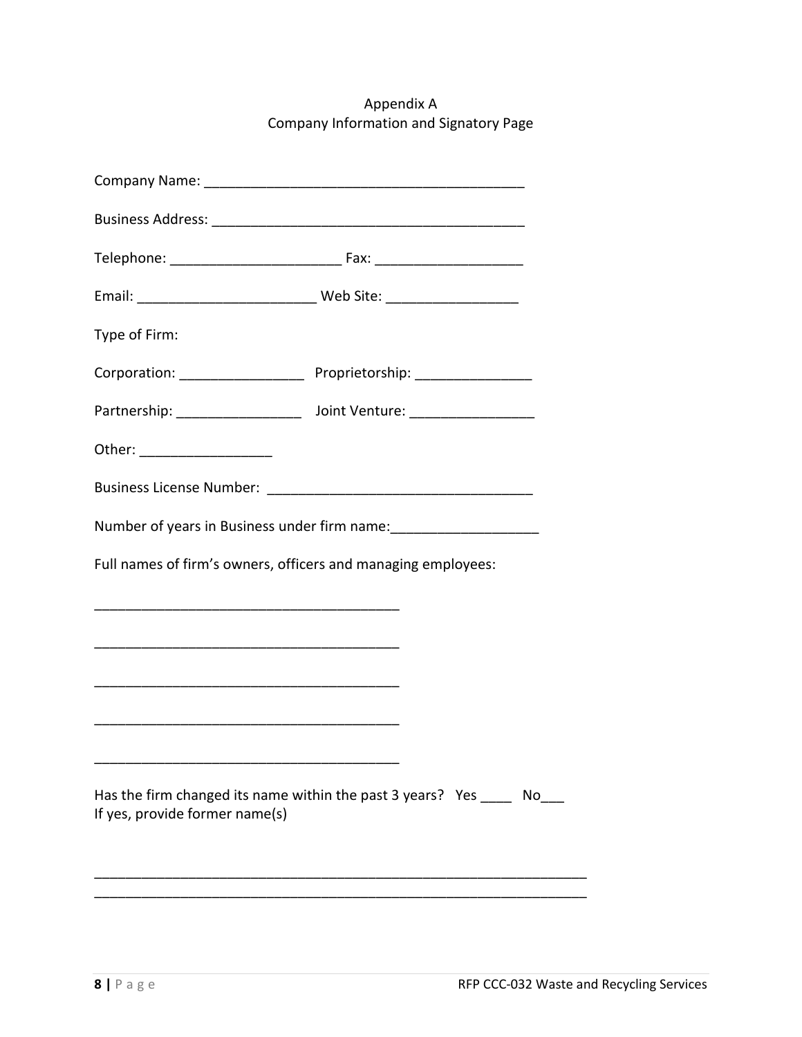# Appendix A
## Company Information and Signatory Page

Company Name: _________________________________________

Business Address: _________________________________________

Telephone: ______________________ Fax: ___________________

Email: ______________________ Web Site: _________________

Type of Firm:

Corporation: ________________ Proprietorship: _______________

Partnership: ________________ Joint Venture: ________________

Other: _________________

Business License Number: __________________________________

Number of years in Business under firm name:___________________

Full names of firm's owners, officers and managing employees:

_______________________________________

_______________________________________

_______________________________________

_______________________________________

_______________________________________

Has the firm changed its name within the past 3 years? Yes ____ No___
If yes, provide former name(s)

_________________________________________________________________
_________________________________________________________________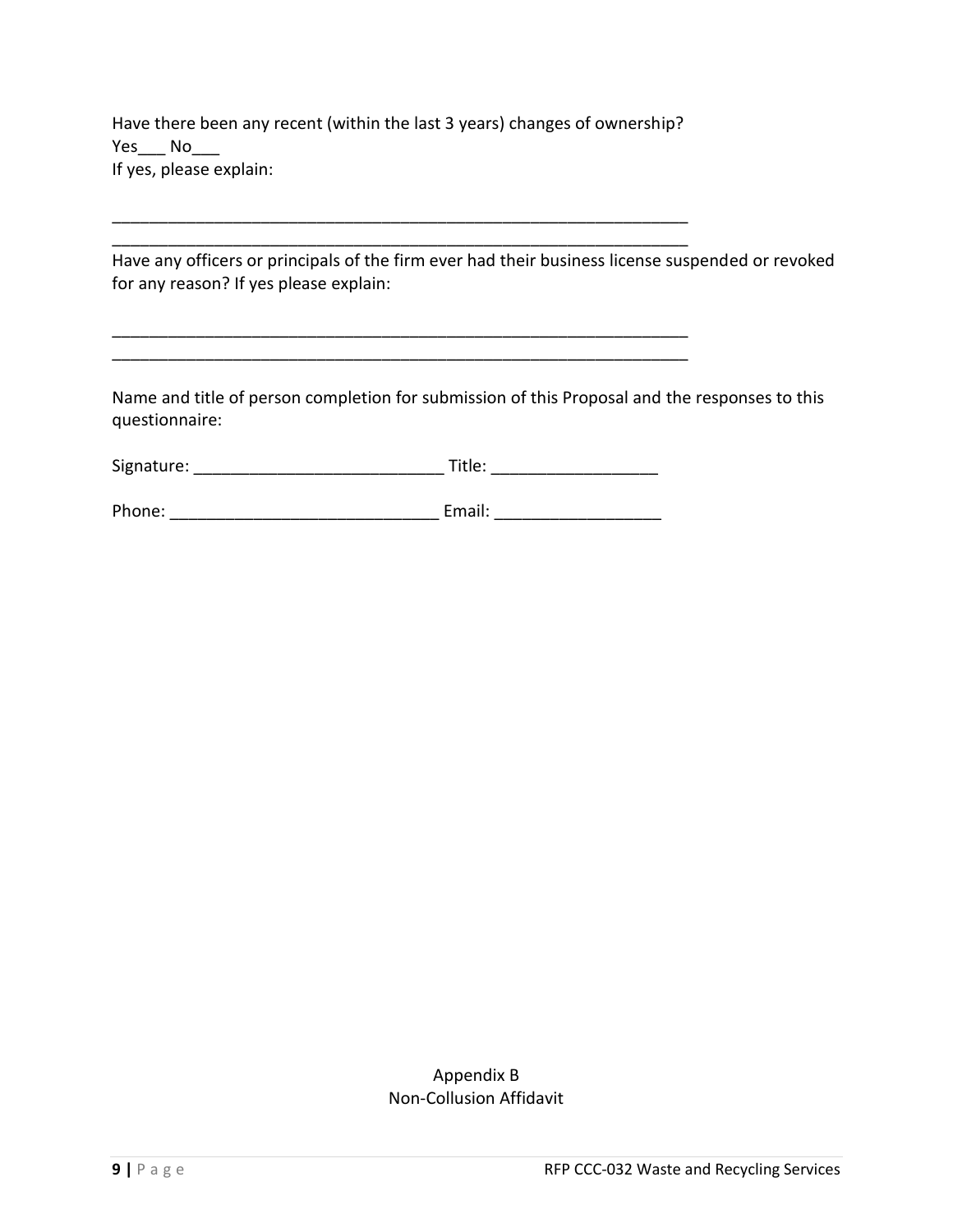Have there been any recent (within the last 3 years) changes of ownership?
Yes___ No___
If yes, please explain:

_________________________________________________________________
_________________________________________________________________

Have any officers or principals of the firm ever had their business license suspended or revoked for any reason? If yes please explain:

_________________________________________________________________
_________________________________________________________________

Name and title of person completion for submission of this Proposal and the responses to this questionnaire:

Signature: ___________________________ Title: __________________

Phone: _____________________________ Email: __________________

Appendix B
Non-Collusion Affidavit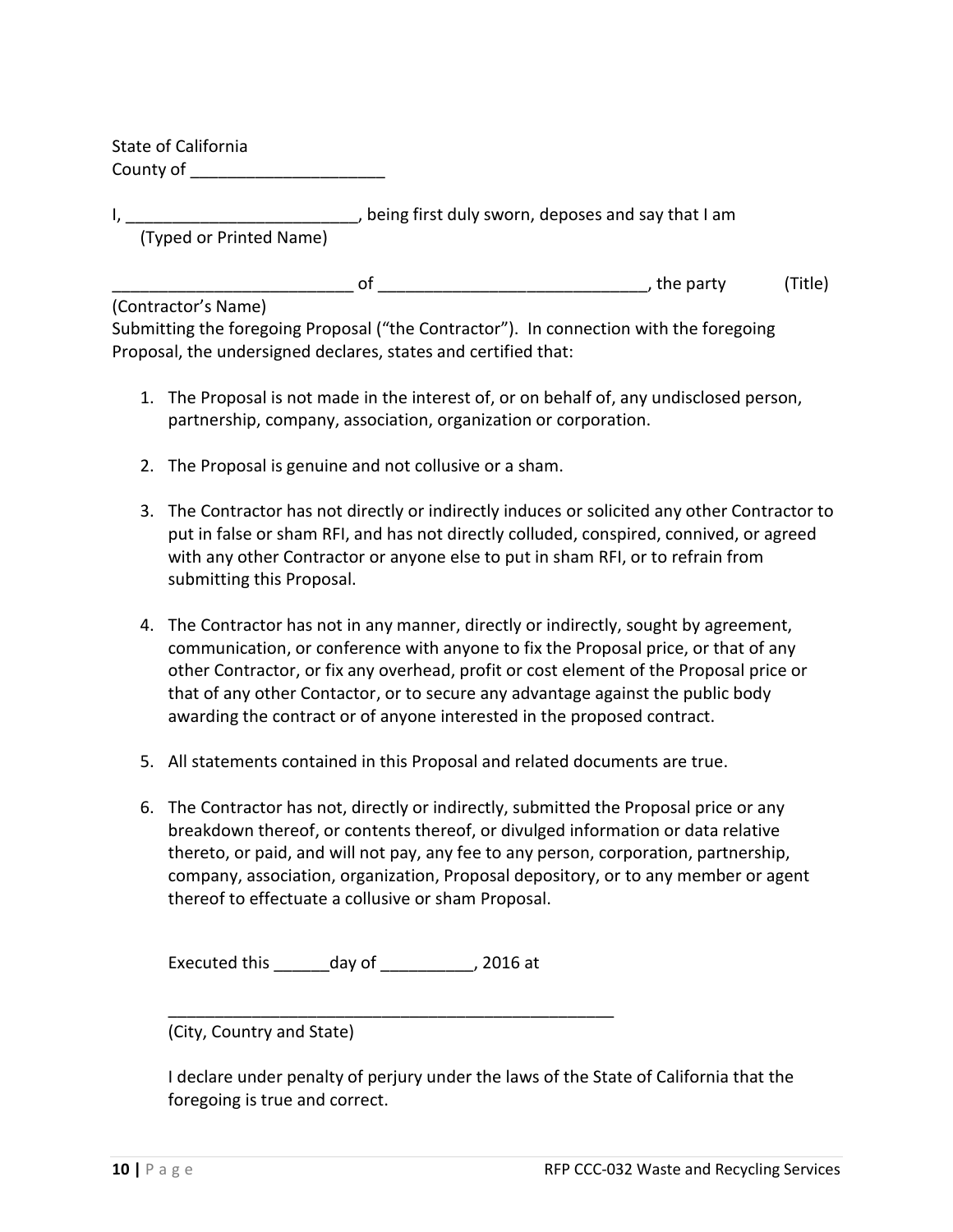State of California
County of ____________________

I, ________________________, being first duly sworn, deposes and say that I am
(Typed or Printed Name)

_________________________ of ____________________________, the party (Title)
(Contractor's Name)
Submitting the foregoing Proposal ("the Contractor"). In connection with the foregoing Proposal, the undersigned declares, states and certified that:

1. The Proposal is not made in the interest of, or on behalf of, any undisclosed person, partnership, company, association, organization or corporation.

2. The Proposal is genuine and not collusive or a sham.

3. The Contractor has not directly or indirectly induces or solicited any other Contractor to put in false or sham RFI, and has not directly colluded, conspired, connived, or agreed with any other Contractor or anyone else to put in sham RFI, or to refrain from submitting this Proposal.

4. The Contractor has not in any manner, directly or indirectly, sought by agreement, communication, or conference with anyone to fix the Proposal price, or that of any other Contractor, or fix any overhead, profit or cost element of the Proposal price or that of any other Contactor, or to secure any advantage against the public body awarding the contract or of anyone interested in the proposed contract.

5. All statements contained in this Proposal and related documents are true.

6. The Contractor has not, directly or indirectly, submitted the Proposal price or any breakdown thereof, or contents thereof, or divulged information or data relative thereto, or paid, and will not pay, any fee to any person, corporation, partnership, company, association, organization, Proposal depository, or to any member or agent thereof to effectuate a collusive or sham Proposal.

Executed this ______day of __________, 2016 at

_________________________________________________
(City, Country and State)

I declare under penalty of perjury under the laws of the State of California that the foregoing is true and correct.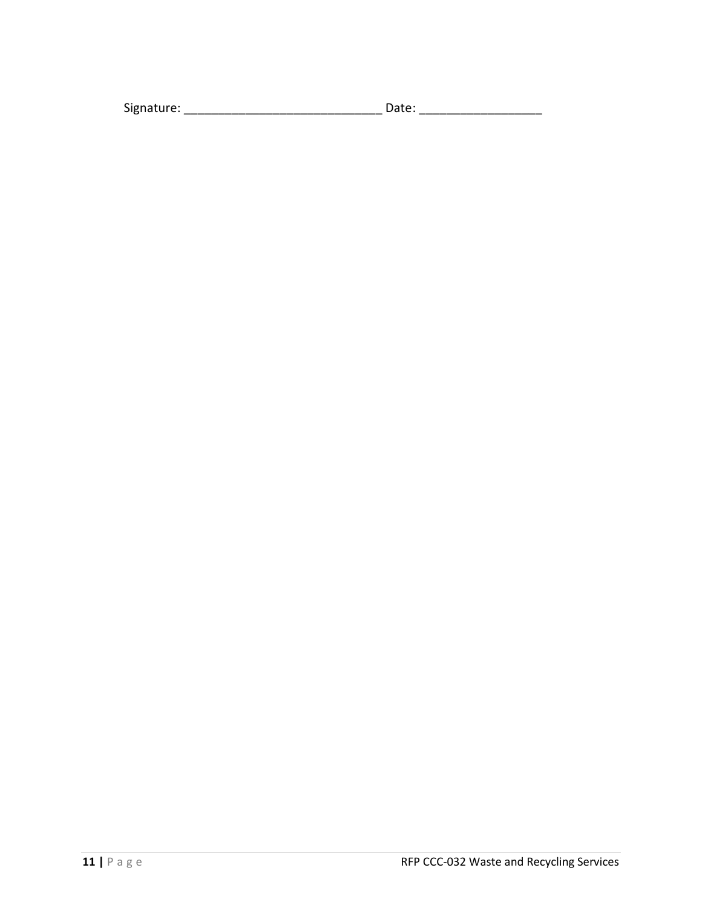Signature: ____________________________ Date: _________________